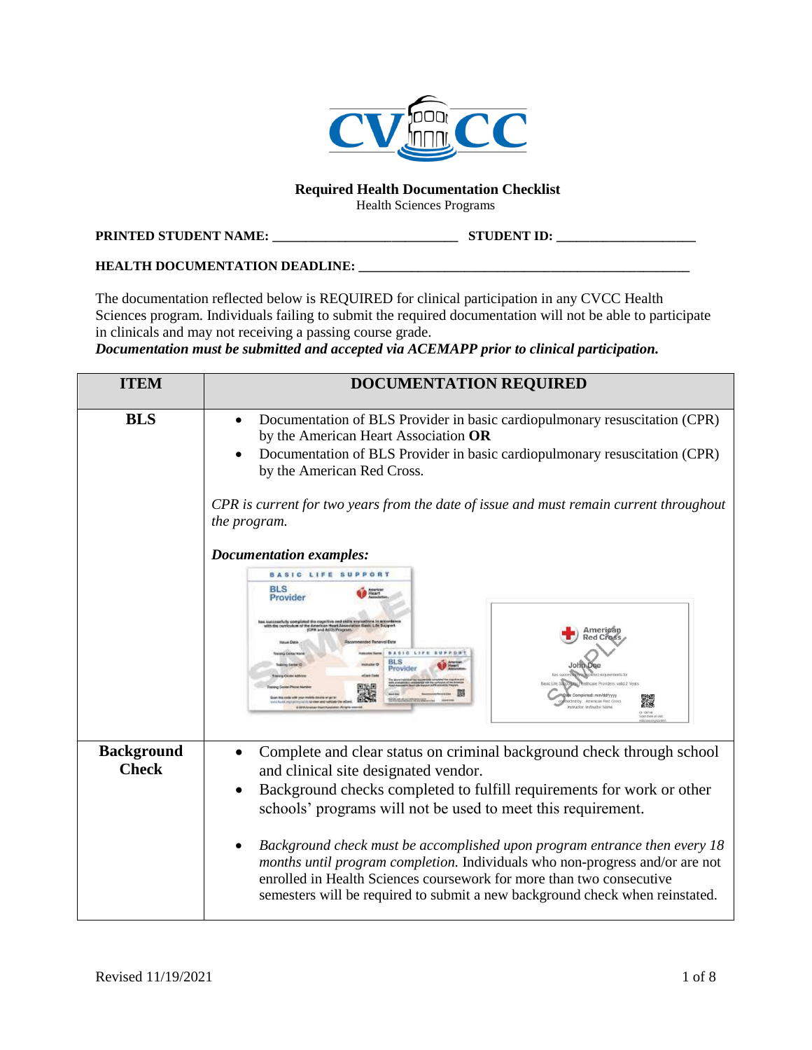**Required Health Documentation Checklist**
Health Sciences Programs

**PRINTED STUDENT NAME:** ____________________________ **STUDENT ID:** _____________________

**HEALTH DOCUMENTATION DEADLINE:** ____________________________________________________

The documentation reflected below is REQUIRED for clinical participation in any CVCC Health Sciences program. Individuals failing to submit the required documentation will not be able to participate in clinicals and may not receiving a passing course grade.
***Documentation must be submitted and accepted via ACEMAPP prior to clinical participation.***

| ITEM | DOCUMENTATION REQUIRED |
| --- | --- |
| **BLS** | • Documentation of BLS Provider in basic cardiopulmonary resuscitation (CPR) by the American Heart Association **OR**<br>• Documentation of BLS Provider in basic cardiopulmonary resuscitation (CPR) by the American Red Cross.<br><br>*CPR is current for two years from the date of issue and must remain current throughout the program.*<br><br>***Documentation examples:*** |
| **Background Check** | • Complete and clear status on criminal background check through school and clinical site designated vendor.<br>• Background checks completed to fulfill requirements for work or other schools' programs will not be used to meet this requirement.<br><br>• *Background check must be accomplished upon program entrance then every 18 months until program completion.* Individuals who non-progress and/or are not enrolled in Health Sciences coursework for more than two consecutive semesters will be required to submit a new background check when reinstated. |

Revised 11/19/2021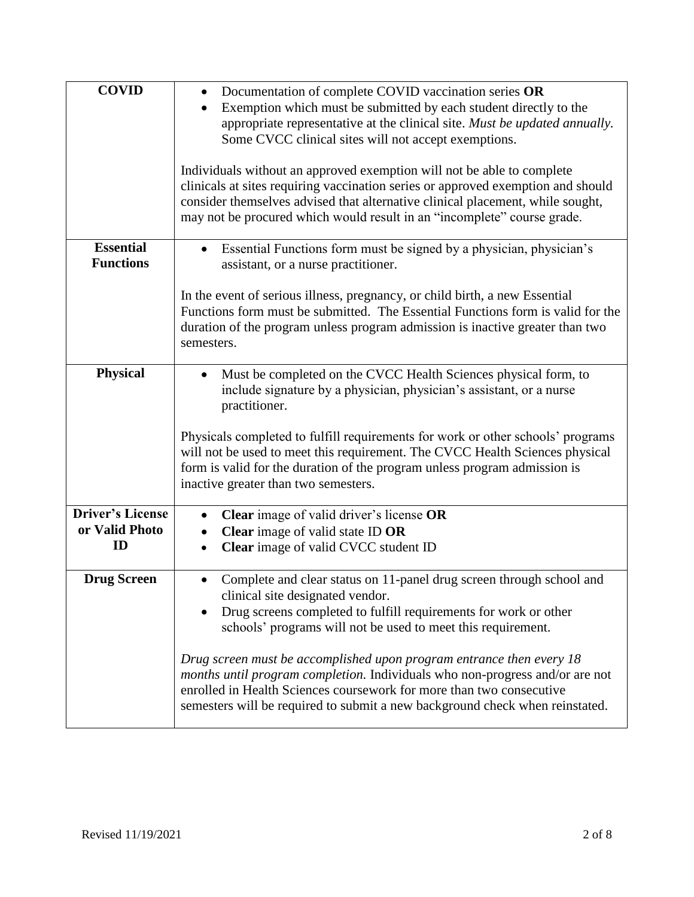| | |
|---|---|
| **COVID** | • Documentation of complete COVID vaccination series **OR**<br>• Exemption which must be submitted by each student directly to the appropriate representative at the clinical site. *Must be updated annually.* Some CVCC clinical sites will not accept exemptions.<br><br>Individuals without an approved exemption will not be able to complete clinicals at sites requiring vaccination series or approved exemption and should consider themselves advised that alternative clinical placement, while sought, may not be procured which would result in an "incomplete" course grade. |
| **Essential Functions** | • Essential Functions form must be signed by a physician, physician's assistant, or a nurse practitioner.<br><br>In the event of serious illness, pregnancy, or child birth, a new Essential Functions form must be submitted. The Essential Functions form is valid for the duration of the program unless program admission is inactive greater than two semesters. |
| **Physical** | • Must be completed on the CVCC Health Sciences physical form, to include signature by a physician, physician's assistant, or a nurse practitioner.<br><br>Physicals completed to fulfill requirements for work or other schools' programs will not be used to meet this requirement. The CVCC Health Sciences physical form is valid for the duration of the program unless program admission is inactive greater than two semesters. |
| **Driver's License or Valid Photo ID** | • **Clear** image of valid driver's license **OR**<br>• **Clear** image of valid state ID **OR**<br>• **Clear** image of valid CVCC student ID |
| **Drug Screen** | • Complete and clear status on 11-panel drug screen through school and clinical site designated vendor.<br>• Drug screens completed to fulfill requirements for work or other schools' programs will not be used to meet this requirement.<br><br>*Drug screen must be accomplished upon program entrance then every 18 months until program completion.* Individuals who non-progress and/or are not enrolled in Health Sciences coursework for more than two consecutive semesters will be required to submit a new background check when reinstated. |

Revised 11/19/2021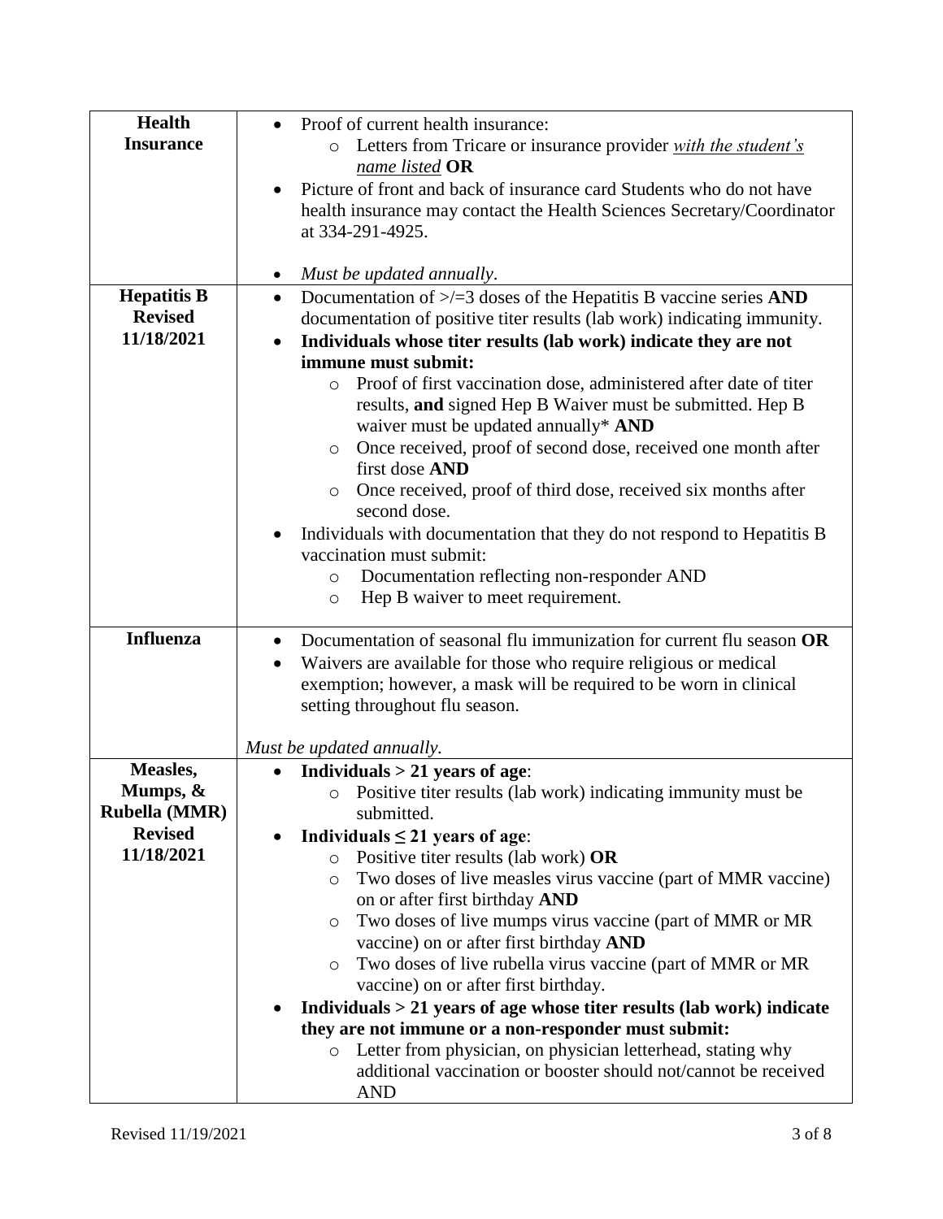| | |
|---|---|
| **Health Insurance** | • Proof of current health insurance:<br>  ○ Letters from Tricare or insurance provider ***with the student's name listed*** **OR**<br>• Picture of front and back of insurance card Students who do not have health insurance may contact the Health Sciences Secretary/Coordinator at 334-291-4925.<br><br>• *Must be updated annually*. |
| **Hepatitis B Revised 11/18/2021** | • Documentation of >/=3 doses of the Hepatitis B vaccine series **AND** documentation of positive titer results (lab work) indicating immunity.<br>• **Individuals whose titer results (lab work) indicate they are not immune must submit:**<br>  ○ Proof of first vaccination dose, administered after date of titer results, **and** signed Hep B Waiver must be submitted. Hep B waiver must be updated annually* **AND**<br>  ○ Once received, proof of second dose, received one month after first dose **AND**<br>  ○ Once received, proof of third dose, received six months after second dose.<br>• Individuals with documentation that they do not respond to Hepatitis B vaccination must submit:<br>  ○ Documentation reflecting non-responder AND<br>  ○ Hep B waiver to meet requirement. |
| **Influenza** | • Documentation of seasonal flu immunization for current flu season **OR**<br>• Waivers are available for those who require religious or medical exemption; however, a mask will be required to be worn in clinical setting throughout flu season.<br><br>*Must be updated annually.* |
| **Measles, Mumps, & Rubella (MMR) Revised 11/18/2021** | • **Individuals > 21 years of age**:<br>  ○ Positive titer results (lab work) indicating immunity must be submitted.<br>• **Individuals ≤ 21 years of age**:<br>  ○ Positive titer results (lab work) **OR**<br>  ○ Two doses of live measles virus vaccine (part of MMR vaccine) on or after first birthday **AND**<br>  ○ Two doses of live mumps virus vaccine (part of MMR or MR vaccine) on or after first birthday **AND**<br>  ○ Two doses of live rubella virus vaccine (part of MMR or MR vaccine) on or after first birthday.<br>• **Individuals > 21 years of age whose titer results (lab work) indicate they are not immune or a non-responder must submit:**<br>  ○ Letter from physician, on physician letterhead, stating why additional vaccination or booster should not/cannot be received AND |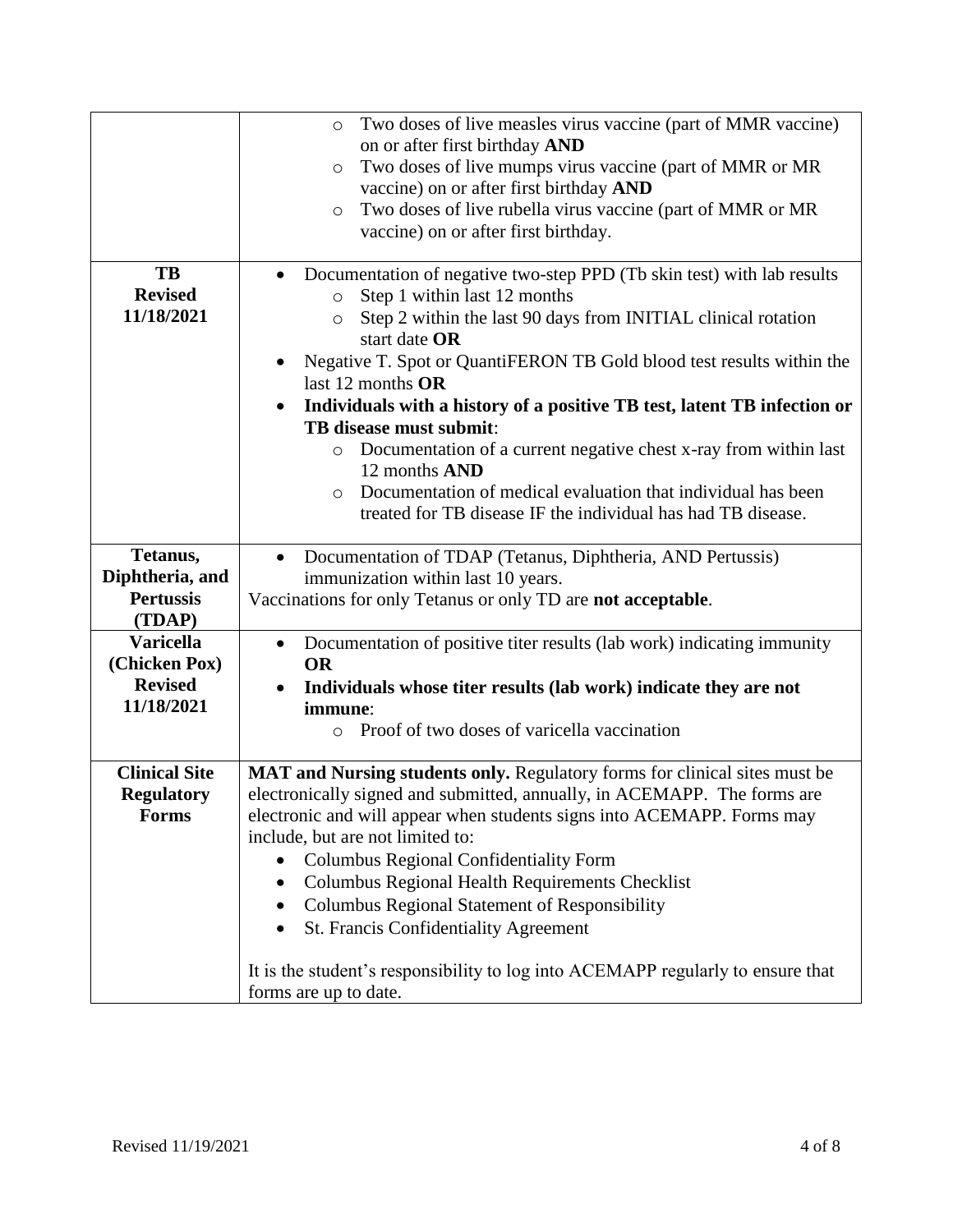| | |
|---|---|
| | ○ Two doses of live measles virus vaccine (part of MMR vaccine) on or after first birthday **AND**<br>○ Two doses of live mumps virus vaccine (part of MMR or MR vaccine) on or after first birthday **AND**<br>○ Two doses of live rubella virus vaccine (part of MMR or MR vaccine) on or after first birthday. |
| **TB**<br>**Revised**<br>**11/18/2021** | • Documentation of negative two-step PPD (Tb skin test) with lab results<br>○ Step 1 within last 12 months<br>○ Step 2 within the last 90 days from INITIAL clinical rotation start date **OR**<br>• Negative T. Spot or QuantiFERON TB Gold blood test results within the last 12 months **OR**<br>• **Individuals with a history of a positive TB test, latent TB infection or TB disease must submit**:<br>○ Documentation of a current negative chest x-ray from within last 12 months **AND**<br>○ Documentation of medical evaluation that individual has been treated for TB disease IF the individual has had TB disease. |
| **Tetanus, Diphtheria, and Pertussis (TDAP)** | • Documentation of TDAP (Tetanus, Diphtheria, AND Pertussis) immunization within last 10 years.<br>Vaccinations for only Tetanus or only TD are **not acceptable**. |
| **Varicella (Chicken Pox)**<br>**Revised**<br>**11/18/2021** | • Documentation of positive titer results (lab work) indicating immunity **OR**<br>• **Individuals whose titer results (lab work) indicate they are not immune**:<br>○ Proof of two doses of varicella vaccination |
| **Clinical Site Regulatory Forms** | **MAT and Nursing students only.** Regulatory forms for clinical sites must be electronically signed and submitted, annually, in ACEMAPP. The forms are electronic and will appear when students signs into ACEMAPP. Forms may include, but are not limited to:<br>• Columbus Regional Confidentiality Form<br>• Columbus Regional Health Requirements Checklist<br>• Columbus Regional Statement of Responsibility<br>• St. Francis Confidentiality Agreement<br><br>It is the student's responsibility to log into ACEMAPP regularly to ensure that forms are up to date. |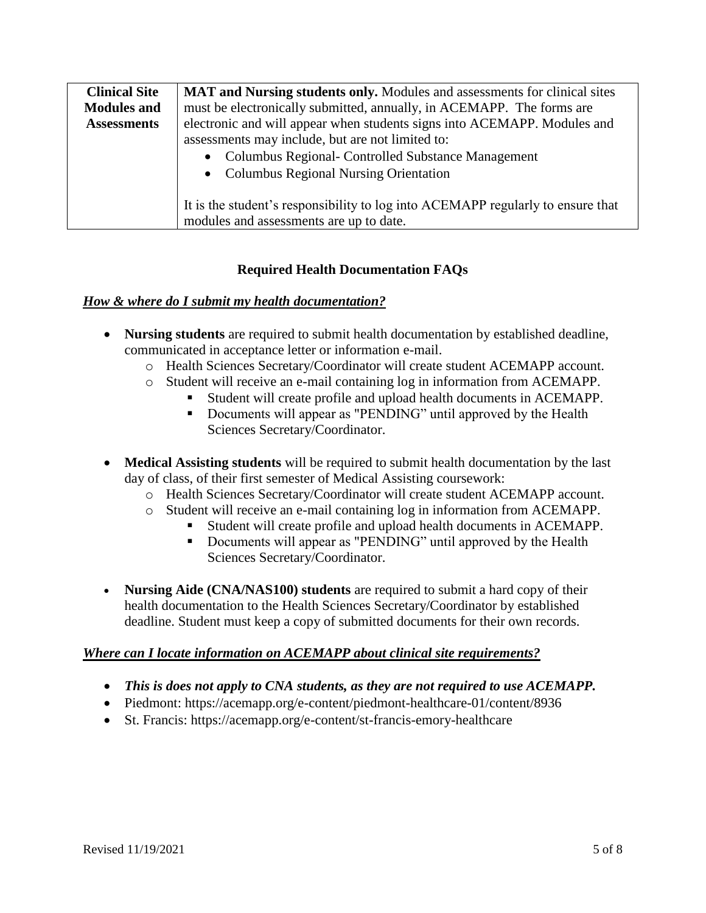| **Clinical Site Modules and Assessments** | **MAT and Nursing students only.** Modules and assessments for clinical sites must be electronically submitted, annually, in ACEMAPP. The forms are electronic and will appear when students signs into ACEMAPP. Modules and assessments may include, but are not limited to:<br>• Columbus Regional- Controlled Substance Management<br>• Columbus Regional Nursing Orientation<br><br>It is the student's responsibility to log into ACEMAPP regularly to ensure that modules and assessments are up to date. |
|---|---|

## Required Health Documentation FAQs

***How & where do I submit my health documentation?***

- **Nursing students** are required to submit health documentation by established deadline, communicated in acceptance letter or information e-mail.
  - Health Sciences Secretary/Coordinator will create student ACEMAPP account.
  - Student will receive an e-mail containing log in information from ACEMAPP.
    - Student will create profile and upload health documents in ACEMAPP.
    - Documents will appear as "PENDING" until approved by the Health Sciences Secretary/Coordinator.

- **Medical Assisting students** will be required to submit health documentation by the last day of class, of their first semester of Medical Assisting coursework:
  - Health Sciences Secretary/Coordinator will create student ACEMAPP account.
  - Student will receive an e-mail containing log in information from ACEMAPP.
    - Student will create profile and upload health documents in ACEMAPP.
    - Documents will appear as "PENDING" until approved by the Health Sciences Secretary/Coordinator.

- **Nursing Aide (CNA/NAS100) students** are required to submit a hard copy of their health documentation to the Health Sciences Secretary/Coordinator by established deadline. Student must keep a copy of submitted documents for their own records.

***Where can I locate information on ACEMAPP about clinical site requirements?***

- ***This is does not apply to CNA students, as they are not required to use ACEMAPP.***
- Piedmont: https://acemapp.org/e-content/piedmont-healthcare-01/content/8936
- St. Francis: https://acemapp.org/e-content/st-francis-emory-healthcare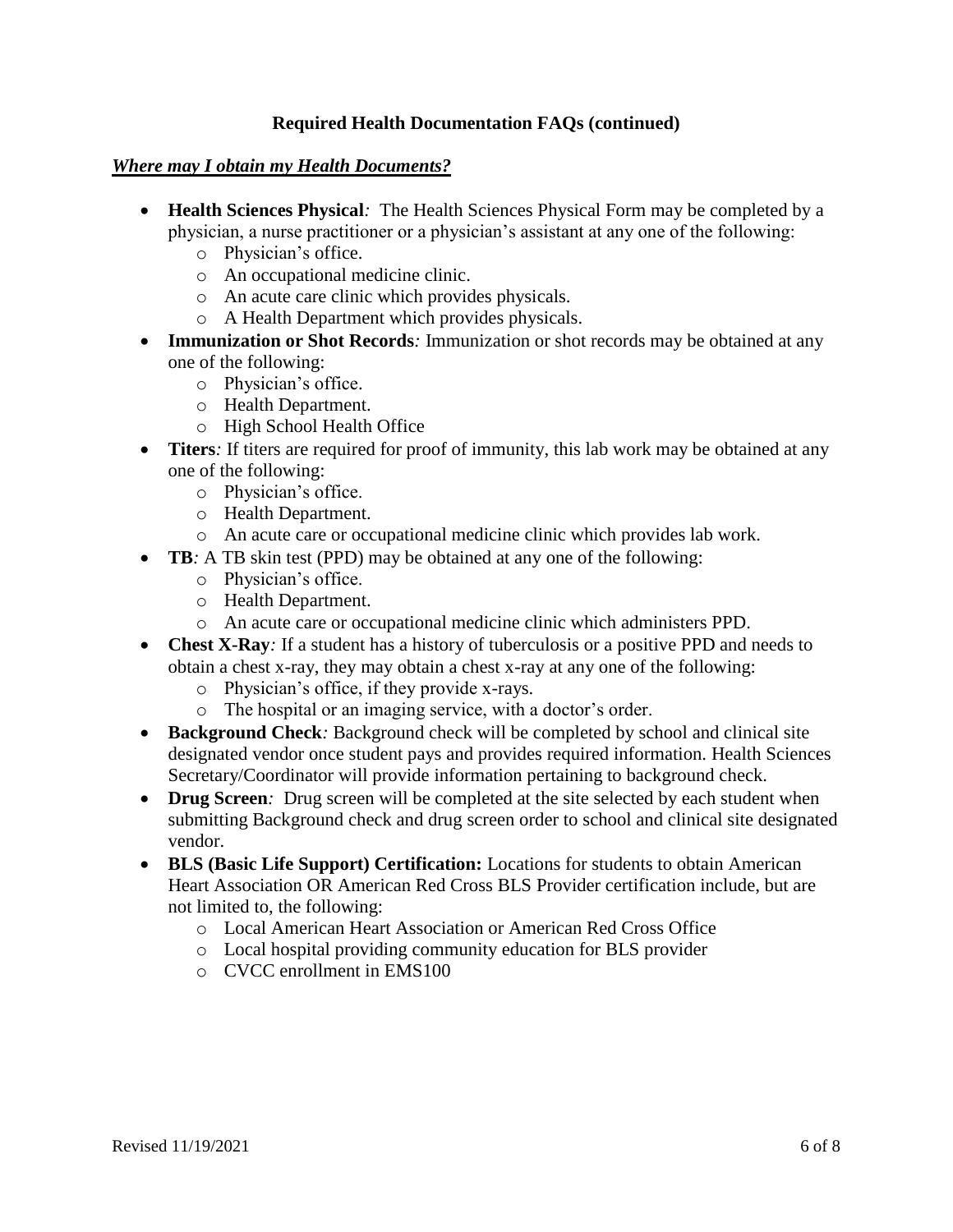**Required Health Documentation FAQs (continued)**

***Where may I obtain my Health Documents?***

- **Health Sciences Physical***:* The Health Sciences Physical Form may be completed by a physician, a nurse practitioner or a physician's assistant at any one of the following:
  - Physician's office.
  - An occupational medicine clinic.
  - An acute care clinic which provides physicals.
  - A Health Department which provides physicals.
- **Immunization or Shot Records***:* Immunization or shot records may be obtained at any one of the following:
  - Physician's office.
  - Health Department.
  - High School Health Office
- **Titers***:* If titers are required for proof of immunity, this lab work may be obtained at any one of the following:
  - Physician's office.
  - Health Department.
  - An acute care or occupational medicine clinic which provides lab work.
- **TB***:* A TB skin test (PPD) may be obtained at any one of the following:
  - Physician's office.
  - Health Department.
  - An acute care or occupational medicine clinic which administers PPD.
- **Chest X-Ray***:* If a student has a history of tuberculosis or a positive PPD and needs to obtain a chest x-ray, they may obtain a chest x-ray at any one of the following:
  - Physician's office, if they provide x-rays.
  - The hospital or an imaging service, with a doctor's order.
- **Background Check***:* Background check will be completed by school and clinical site designated vendor once student pays and provides required information. Health Sciences Secretary/Coordinator will provide information pertaining to background check.
- **Drug Screen***:* Drug screen will be completed at the site selected by each student when submitting Background check and drug screen order to school and clinical site designated vendor.
- **BLS (Basic Life Support) Certification:** Locations for students to obtain American Heart Association OR American Red Cross BLS Provider certification include, but are not limited to, the following:
  - Local American Heart Association or American Red Cross Office
  - Local hospital providing community education for BLS provider
  - CVCC enrollment in EMS100

Revised 11/19/2021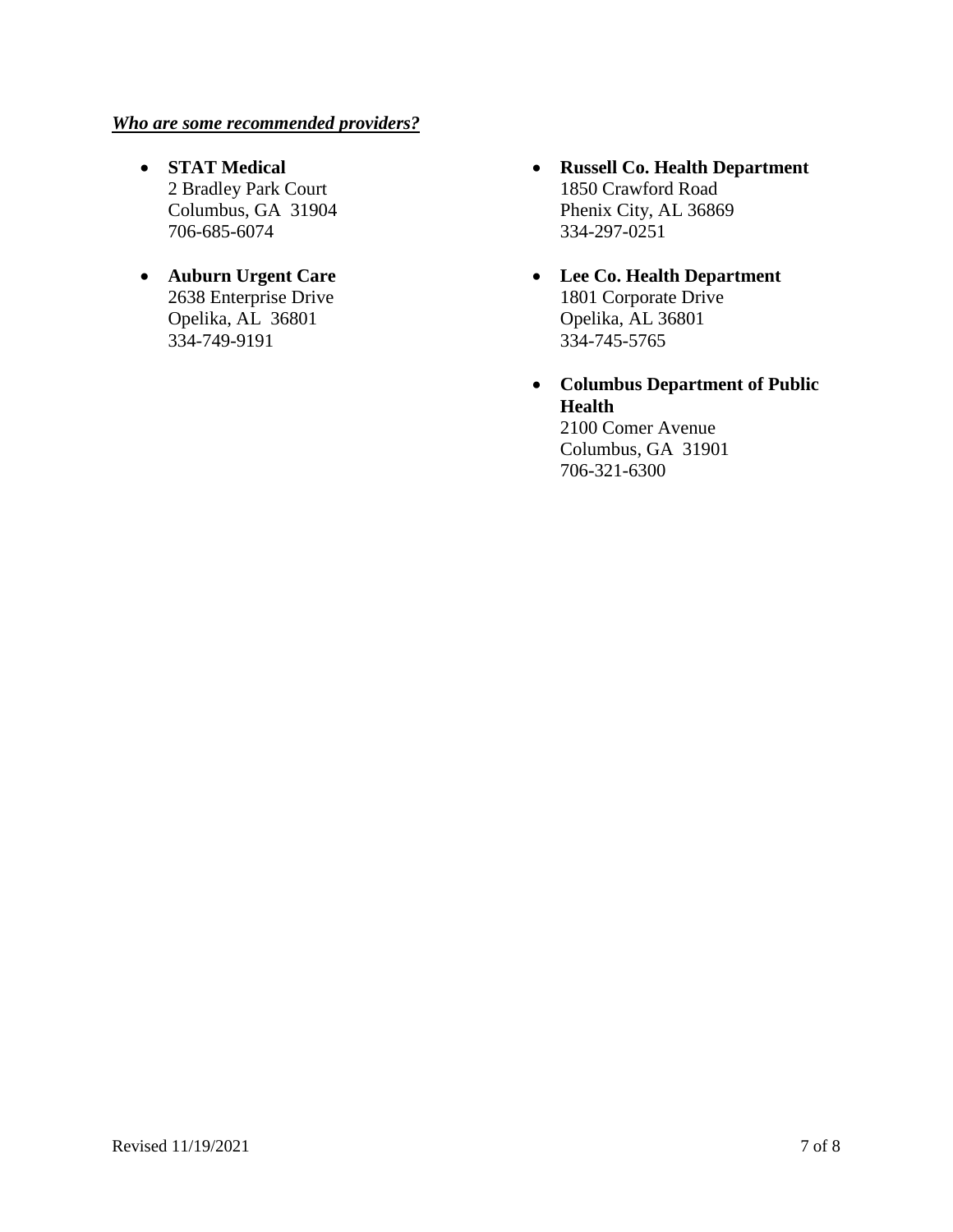***Who are some recommended providers?***

- **STAT Medical**
  2 Bradley Park Court
  Columbus, GA 31904
  706-685-6074

- **Auburn Urgent Care**
  2638 Enterprise Drive
  Opelika, AL 36801
  334-749-9191

- **Russell Co. Health Department**
  1850 Crawford Road
  Phenix City, AL 36869
  334-297-0251

- **Lee Co. Health Department**
  1801 Corporate Drive
  Opelika, AL 36801
  334-745-5765

- **Columbus Department of Public Health**
  2100 Comer Avenue
  Columbus, GA 31901
  706-321-6300

Revised 11/19/2021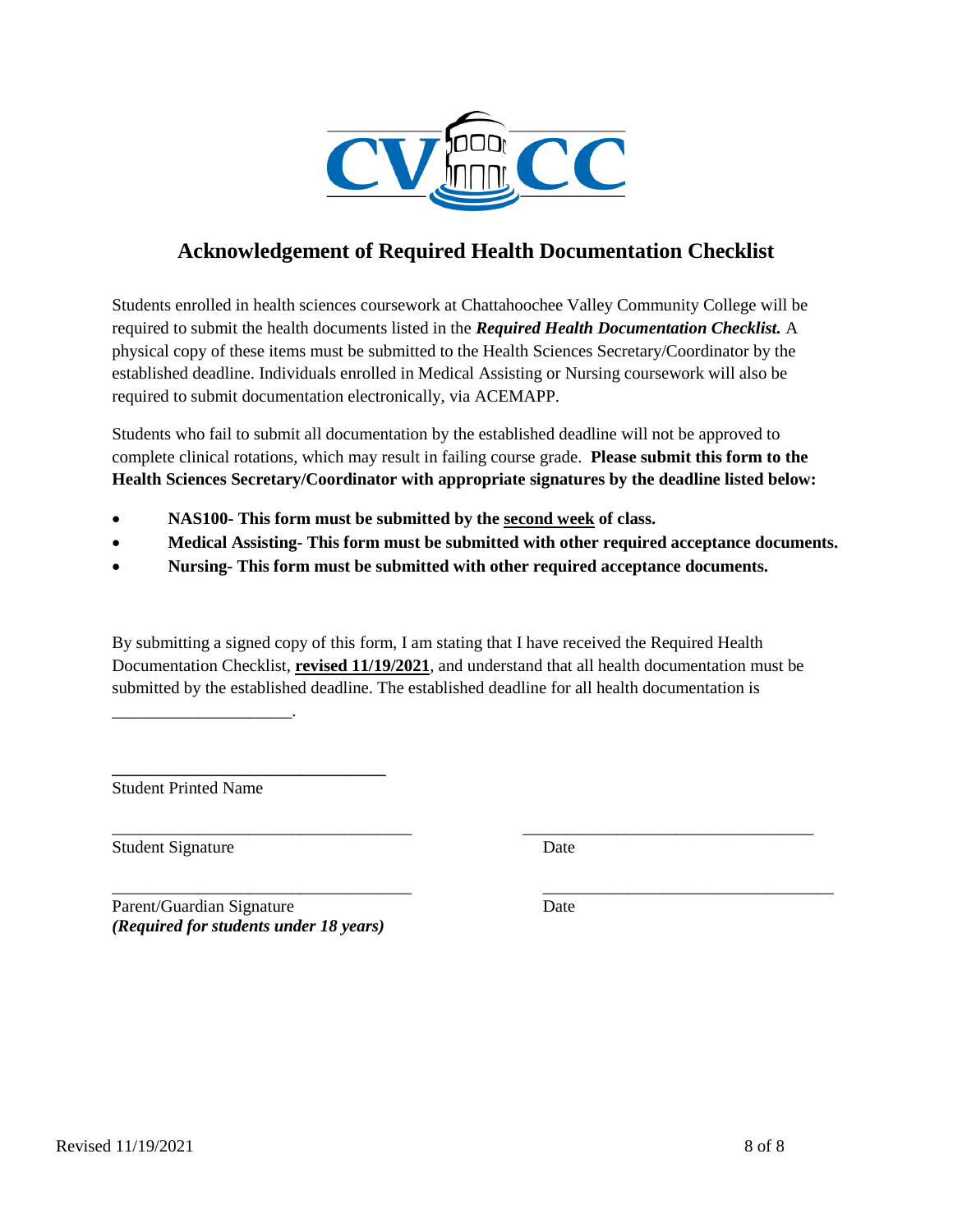CVCC

# Acknowledgement of Required Health Documentation Checklist

Students enrolled in health sciences coursework at Chattahoochee Valley Community College will be required to submit the health documents listed in the ***Required Health Documentation Checklist.*** A physical copy of these items must be submitted to the Health Sciences Secretary/Coordinator by the established deadline. Individuals enrolled in Medical Assisting or Nursing coursework will also be required to submit documentation electronically, via ACEMAPP.

Students who fail to submit all documentation by the established deadline will not be approved to complete clinical rotations, which may result in failing course grade. **Please submit this form to the Health Sciences Secretary/Coordinator with appropriate signatures by the deadline listed below:**

- **NAS100- This form must be submitted by the second week of class.**
- **Medical Assisting- This form must be submitted with other required acceptance documents.**
- **Nursing- This form must be submitted with other required acceptance documents.**

By submitting a signed copy of this form, I am stating that I have received the Required Health Documentation Checklist, **revised 11/19/2021**, and understand that all health documentation must be submitted by the established deadline. The established deadline for all health documentation is

____________________.

________________________________

Student Printed Name

___________________________________ ___________________________________

Student Signature Date

___________________________________ ___________________________________

Parent/Guardian Signature Date

***(Required for students under 18 years)***